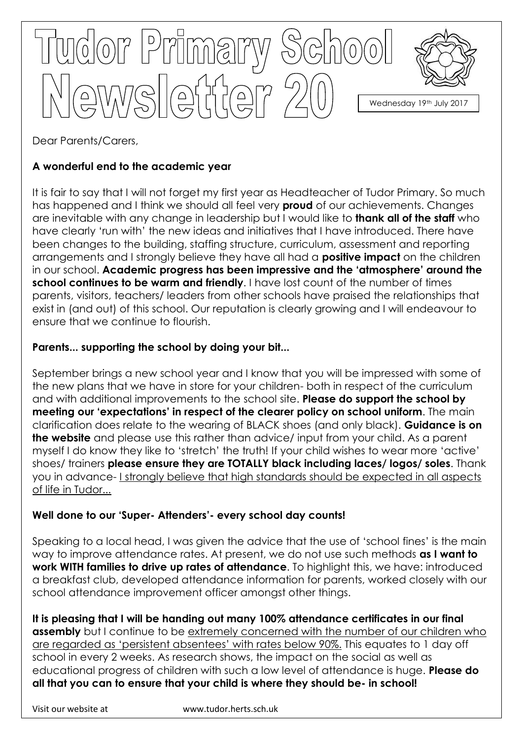# Tudor Primary School Newsletter 20

Wednesday 19th July 2017

Dear Parents/Carers,

**A wonderful end to the academic year**

It is fair to say that I will not forget my first year as Headteacher of Tudor Primary. So much has happened and I think we should all feel very **proud** of our achievements. Changes are inevitable with any change in leadership but I would like to **thank all of the staff** who have clearly 'run with' the new ideas and initiatives that I have introduced. There have been changes to the building, staffing structure, curriculum, assessment and reporting arrangements and I strongly believe they have all had a **positive impact** on the children in our school. **Academic progress has been impressive and the 'atmosphere' around the school continues to be warm and friendly**. I have lost count of the number of times parents, visitors, teachers/ leaders from other schools have praised the relationships that exist in (and out) of this school. Our reputation is clearly growing and I will endeavour to ensure that we continue to flourish.

**Parents... supporting the school by doing your bit...**

September brings a new school year and I know that you will be impressed with some of the new plans that we have in store for your children- both in respect of the curriculum and with additional improvements to the school site. **Please do support the school by meeting our 'expectations' in respect of the clearer policy on school uniform**. The main clarification does relate to the wearing of BLACK shoes (and only black). **Guidance is on the website** and please use this rather than advice/ input from your child. As a parent myself I do know they like to 'stretch' the truth! If your child wishes to wear more 'active' shoes/ trainers **please ensure they are TOTALLY black including laces/ logos/ soles**. Thank you in advance- <u>I strongly believe that high standards should be expected in all aspects of life in Tudor...</u>

**Well done to our 'Super- Attenders'- every school day counts!**

Speaking to a local head, I was given the advice that the use of 'school fines' is the main way to improve attendance rates. At present, we do not use such methods **as I want to work WITH families to drive up rates of attendance**. To highlight this, we have: introduced a breakfast club, developed attendance information for parents, worked closely with our school attendance improvement officer amongst other things.

**It is pleasing that I will be handing out many 100% attendance certificates in our final assembly** but I continue to be <u>extremely concerned with the number of our children who are regarded as 'persistent absentees' with rates below 90%.</u> This equates to 1 day off school in every 2 weeks. As research shows, the impact on the social as well as educational progress of children with such a low level of attendance is huge. **Please do all that you can to ensure that your child is where they should be- in school!**

Visit our website at www.tudor.herts.sch.uk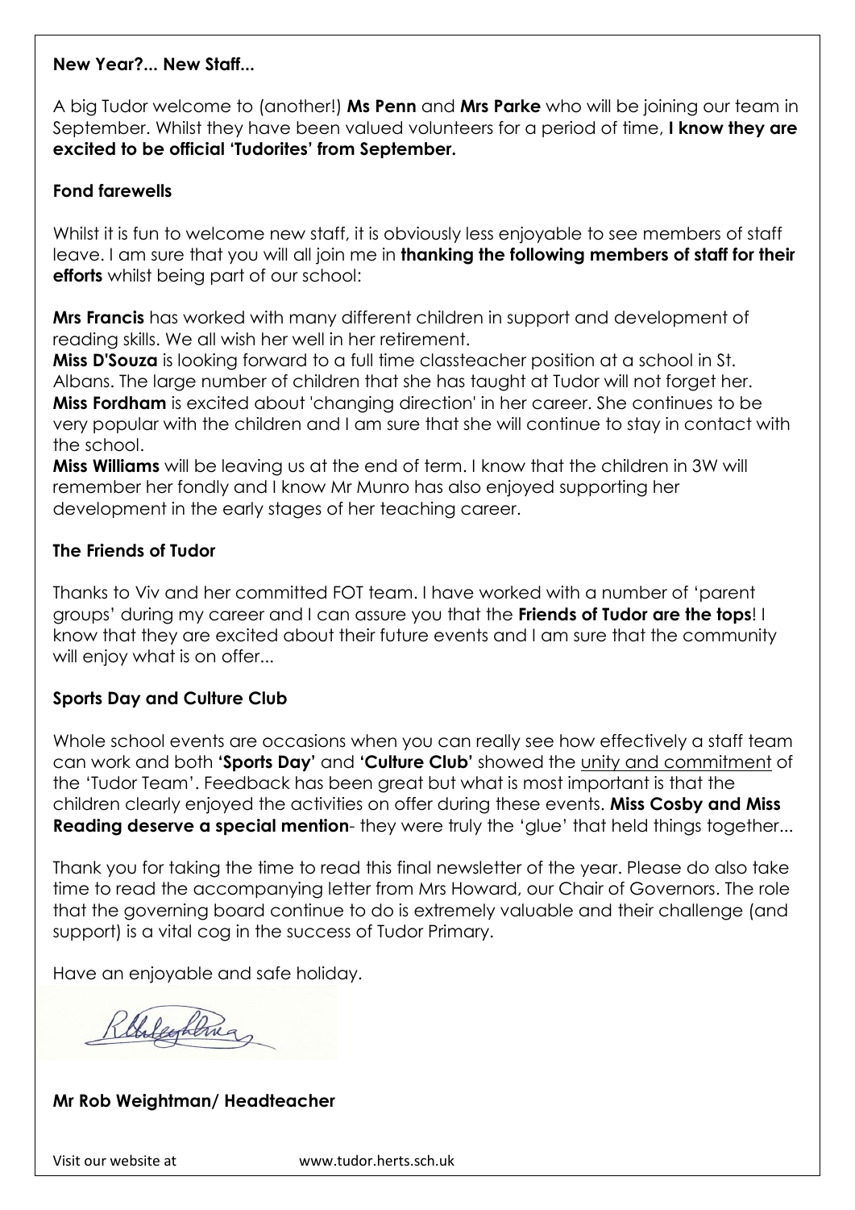**New Year?... New Staff...**

A big Tudor welcome to (another!) **Ms Penn** and **Mrs Parke** who will be joining our team in September. Whilst they have been valued volunteers for a period of time, **I know they are excited to be official 'Tudorites' from September.**

**Fond farewells**

Whilst it is fun to welcome new staff, it is obviously less enjoyable to see members of staff leave. I am sure that you will all join me in **thanking the following members of staff for their efforts** whilst being part of our school:

**Mrs Francis** has worked with many different children in support and development of reading skills. We all wish her well in her retirement.
**Miss D'Souza** is looking forward to a full time classteacher position at a school in St. Albans. The large number of children that she has taught at Tudor will not forget her.
**Miss Fordham** is excited about 'changing direction' in her career. She continues to be very popular with the children and I am sure that she will continue to stay in contact with the school.
**Miss Williams** will be leaving us at the end of term. I know that the children in 3W will remember her fondly and I know Mr Munro has also enjoyed supporting her development in the early stages of her teaching career.

**The Friends of Tudor**

Thanks to Viv and her committed FOT team. I have worked with a number of 'parent groups' during my career and I can assure you that the **Friends of Tudor are the tops**! I know that they are excited about their future events and I am sure that the community will enjoy what is on offer...

**Sports Day and Culture Club**

Whole school events are occasions when you can really see how effectively a staff team can work and both **'Sports Day'** and **'Culture Club'** showed the unity and commitment of the 'Tudor Team'. Feedback has been great but what is most important is that the children clearly enjoyed the activities on offer during these events. **Miss Cosby and Miss Reading deserve a special mention**- they were truly the 'glue' that held things together...

Thank you for taking the time to read this final newsletter of the year. Please do also take time to read the accompanying letter from Mrs Howard, our Chair of Governors. The role that the governing board continue to do is extremely valuable and their challenge (and support) is a vital cog in the success of Tudor Primary.

Have an enjoyable and safe holiday.

**Mr Rob Weightman/ Headteacher**

Visit our website at www.tudor.herts.sch.uk